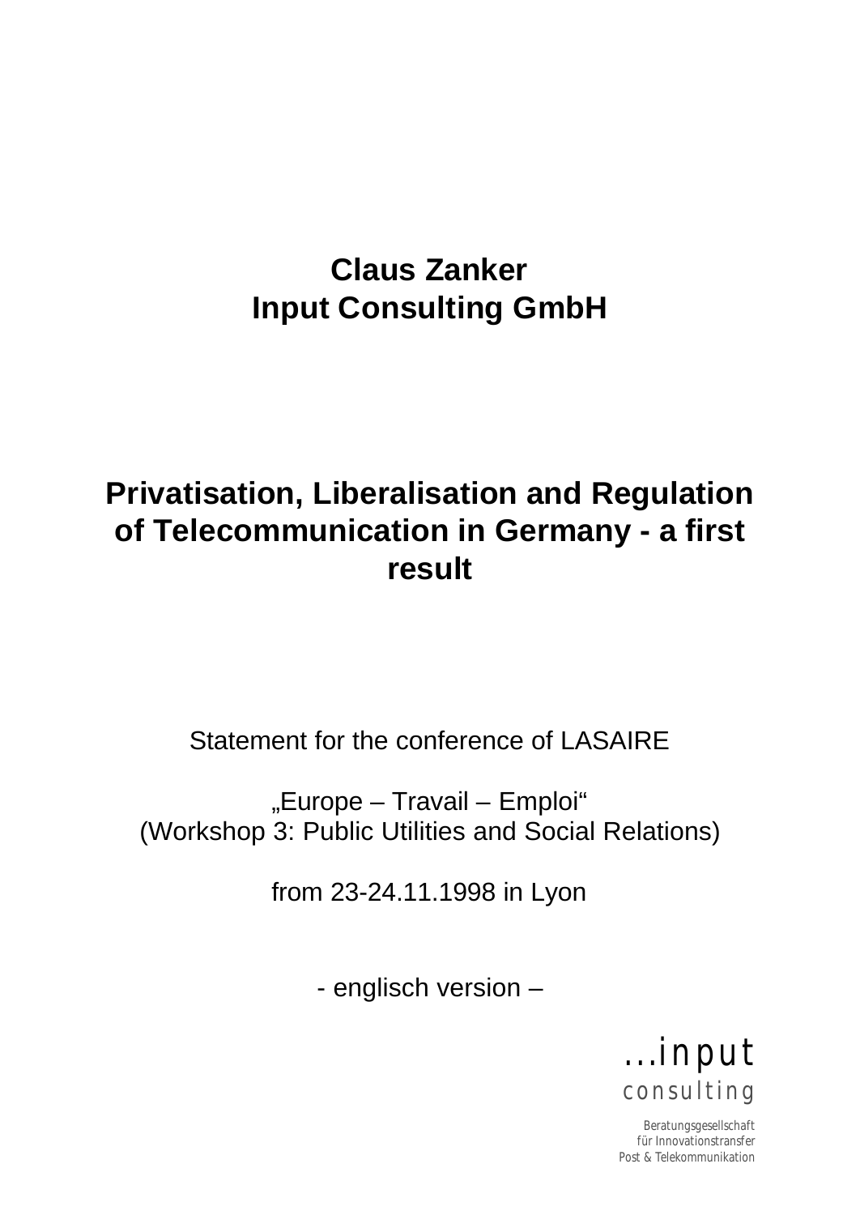**Claus Zanker**
**Input Consulting GmbH**

# Privatisation, Liberalisation and Regulation of Telecommunication in Germany - a first result

Statement for the conference of LASAIRE

„Europe – Travail – Emploi“
(Workshop 3: Public Utilities and Social Relations)

from 23-24.11.1998 in Lyon

- englisch version –

...input
consulting

Beratungsgesellschaft
für Innovationstransfer
Post & Telekommunikation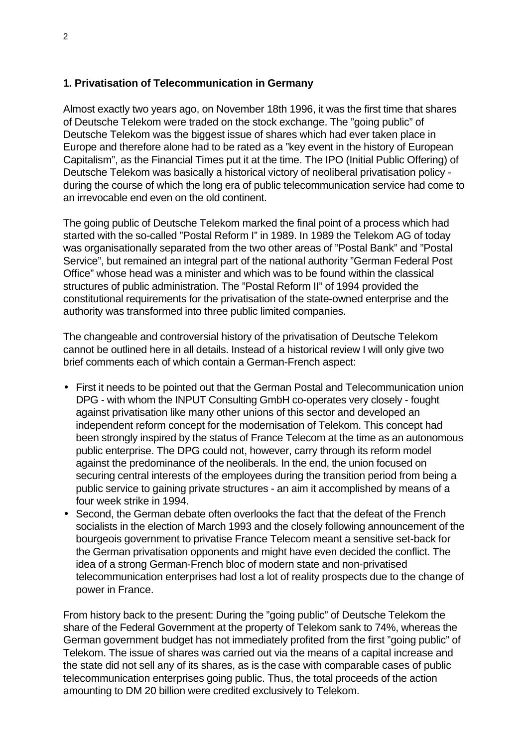## 1. Privatisation of Telecommunication in Germany

Almost exactly two years ago, on November 18th 1996, it was the first time that shares of Deutsche Telekom were traded on the stock exchange. The "going public" of Deutsche Telekom was the biggest issue of shares which had ever taken place in Europe and therefore alone had to be rated as a "key event in the history of European Capitalism", as the Financial Times put it at the time. The IPO (Initial Public Offering) of Deutsche Telekom was basically a historical victory of neoliberal privatisation policy - during the course of which the long era of public telecommunication service had come to an irrevocable end even on the old continent.

The going public of Deutsche Telekom marked the final point of a process which had started with the so-called "Postal Reform I" in 1989. In 1989 the Telekom AG of today was organisationally separated from the two other areas of "Postal Bank" and "Postal Service", but remained an integral part of the national authority "German Federal Post Office" whose head was a minister and which was to be found within the classical structures of public administration. The "Postal Reform II" of 1994 provided the constitutional requirements for the privatisation of the state-owned enterprise and the authority was transformed into three public limited companies.

The changeable and controversial history of the privatisation of Deutsche Telekom cannot be outlined here in all details. Instead of a historical review I will only give two brief comments each of which contain a German-French aspect:

- First it needs to be pointed out that the German Postal and Telecommunication union DPG - with whom the INPUT Consulting GmbH co-operates very closely - fought against privatisation like many other unions of this sector and developed an independent reform concept for the modernisation of Telekom. This concept had been strongly inspired by the status of France Telecom at the time as an autonomous public enterprise. The DPG could not, however, carry through its reform model against the predominance of the neoliberals. In the end, the union focused on securing central interests of the employees during the transition period from being a public service to gaining private structures - an aim it accomplished by means of a four week strike in 1994.
- Second, the German debate often overlooks the fact that the defeat of the French socialists in the election of March 1993 and the closely following announcement of the bourgeois government to privatise France Telecom meant a sensitive set-back for the German privatisation opponents and might have even decided the conflict. The idea of a strong German-French bloc of modern state and non-privatised telecommunication enterprises had lost a lot of reality prospects due to the change of power in France.

From history back to the present: During the "going public" of Deutsche Telekom the share of the Federal Government at the property of Telekom sank to 74%, whereas the German government budget has not immediately profited from the first "going public" of Telekom. The issue of shares was carried out via the means of a capital increase and the state did not sell any of its shares, as is the case with comparable cases of public telecommunication enterprises going public. Thus, the total proceeds of the action amounting to DM 20 billion were credited exclusively to Telekom.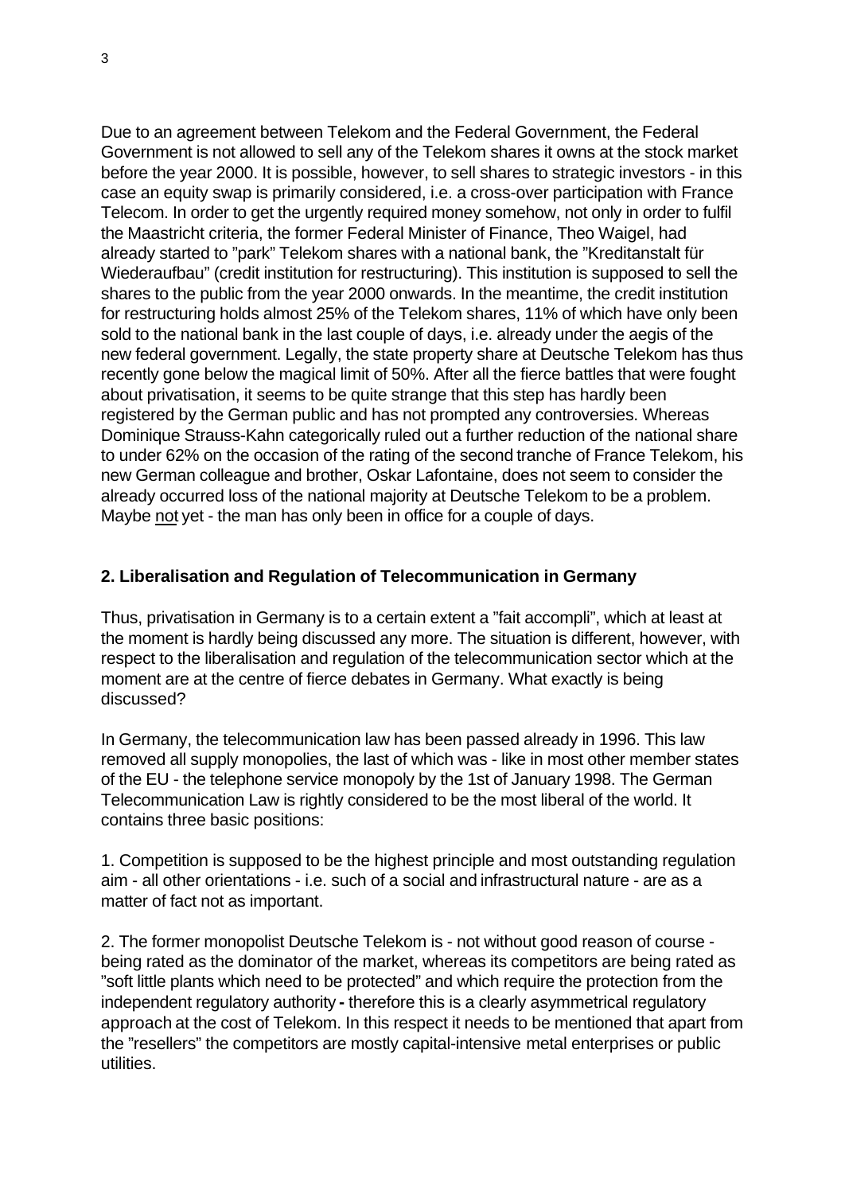Due to an agreement between Telekom and the Federal Government, the Federal Government is not allowed to sell any of the Telekom shares it owns at the stock market before the year 2000. It is possible, however, to sell shares to strategic investors - in this case an equity swap is primarily considered, i.e. a cross-over participation with France Telecom. In order to get the urgently required money somehow, not only in order to fulfil the Maastricht criteria, the former Federal Minister of Finance, Theo Waigel, had already started to "park" Telekom shares with a national bank, the "Kreditanstalt für Wiederaufbau" (credit institution for restructuring). This institution is supposed to sell the shares to the public from the year 2000 onwards. In the meantime, the credit institution for restructuring holds almost 25% of the Telekom shares, 11% of which have only been sold to the national bank in the last couple of days, i.e. already under the aegis of the new federal government. Legally, the state property share at Deutsche Telekom has thus recently gone below the magical limit of 50%. After all the fierce battles that were fought about privatisation, it seems to be quite strange that this step has hardly been registered by the German public and has not prompted any controversies. Whereas Dominique Strauss-Kahn categorically ruled out a further reduction of the national share to under 62% on the occasion of the rating of the second tranche of France Telekom, his new German colleague and brother, Oskar Lafontaine, does not seem to consider the already occurred loss of the national majority at Deutsche Telekom to be a problem. Maybe <u>not</u> yet - the man has only been in office for a couple of days.

## 2. Liberalisation and Regulation of Telecommunication in Germany

Thus, privatisation in Germany is to a certain extent a "fait accompli", which at least at the moment is hardly being discussed any more. The situation is different, however, with respect to the liberalisation and regulation of the telecommunication sector which at the moment are at the centre of fierce debates in Germany. What exactly is being discussed?

In Germany, the telecommunication law has been passed already in 1996. This law removed all supply monopolies, the last of which was - like in most other member states of the EU - the telephone service monopoly by the 1st of January 1998. The German Telecommunication Law is rightly considered to be the most liberal of the world. It contains three basic positions:

1. Competition is supposed to be the highest principle and most outstanding regulation aim - all other orientations - i.e. such of a social and infrastructural nature - are as a matter of fact not as important.

2. The former monopolist Deutsche Telekom is - not without good reason of course - being rated as the dominator of the market, whereas its competitors are being rated as "soft little plants which need to be protected" and which require the protection from the independent regulatory authority **-** therefore this is a clearly asymmetrical regulatory approach at the cost of Telekom. In this respect it needs to be mentioned that apart from the "resellers" the competitors are mostly capital-intensive metal enterprises or public utilities.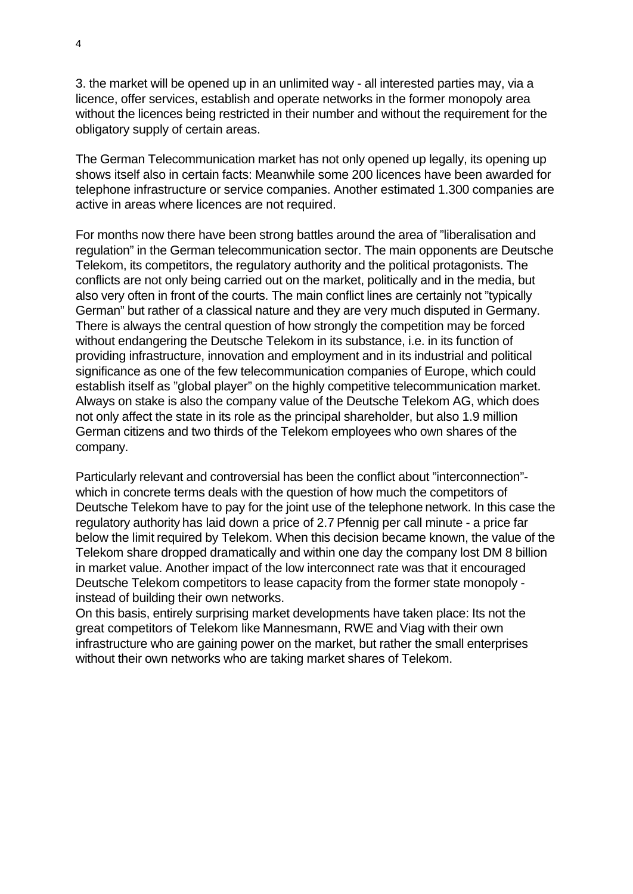3. the market will be opened up in an unlimited way - all interested parties may, via a licence, offer services, establish and operate networks in the former monopoly area without the licences being restricted in their number and without the requirement for the obligatory supply of certain areas.

The German Telecommunication market has not only opened up legally, its opening up shows itself also in certain facts: Meanwhile some 200 licences have been awarded for telephone infrastructure or service companies. Another estimated 1.300 companies are active in areas where licences are not required.

For months now there have been strong battles around the area of "liberalisation and regulation" in the German telecommunication sector. The main opponents are Deutsche Telekom, its competitors, the regulatory authority and the political protagonists. The conflicts are not only being carried out on the market, politically and in the media, but also very often in front of the courts. The main conflict lines are certainly not "typically German" but rather of a classical nature and they are very much disputed in Germany. There is always the central question of how strongly the competition may be forced without endangering the Deutsche Telekom in its substance, i.e. in its function of providing infrastructure, innovation and employment and in its industrial and political significance as one of the few telecommunication companies of Europe, which could establish itself as "global player" on the highly competitive telecommunication market. Always on stake is also the company value of the Deutsche Telekom AG, which does not only affect the state in its role as the principal shareholder, but also 1.9 million German citizens and two thirds of the Telekom employees who own shares of the company.

Particularly relevant and controversial has been the conflict about "interconnection"- which in concrete terms deals with the question of how much the competitors of Deutsche Telekom have to pay for the joint use of the telephone network. In this case the regulatory authority has laid down a price of 2.7 Pfennig per call minute - a price far below the limit required by Telekom. When this decision became known, the value of the Telekom share dropped dramatically and within one day the company lost DM 8 billion in market value. Another impact of the low interconnect rate was that it encouraged Deutsche Telekom competitors to lease capacity from the former state monopoly - instead of building their own networks.
On this basis, entirely surprising market developments have taken place: Its not the great competitors of Telekom like Mannesmann, RWE and Viag with their own infrastructure who are gaining power on the market, but rather the small enterprises without their own networks who are taking market shares of Telekom.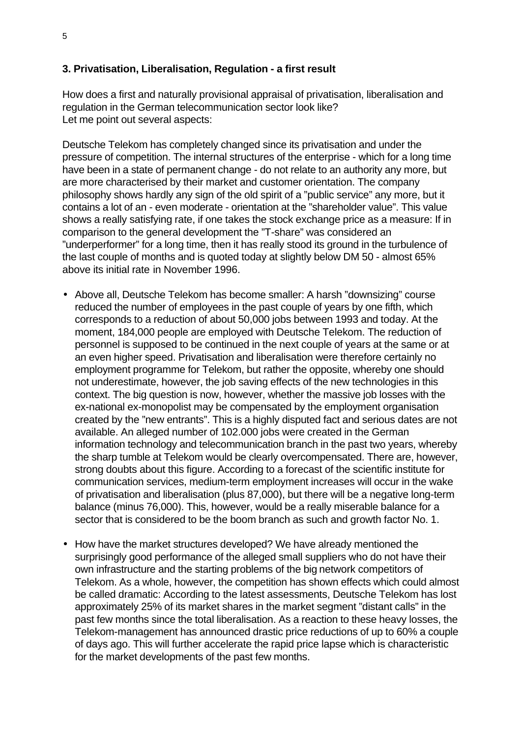### 3. Privatisation, Liberalisation, Regulation - a first result

How does a first and naturally provisional appraisal of privatisation, liberalisation and regulation in the German telecommunication sector look like?
Let me point out several aspects:

Deutsche Telekom has completely changed since its privatisation and under the pressure of competition. The internal structures of the enterprise - which for a long time have been in a state of permanent change - do not relate to an authority any more, but are more characterised by their market and customer orientation. The company philosophy shows hardly any sign of the old spirit of a ”public service” any more, but it contains a lot of an - even moderate - orientation at the ”shareholder value”. This value shows a really satisfying rate, if one takes the stock exchange price as a measure: If in comparison to the general development the ”T-share” was considered an ”underperformer” for a long time, then it has really stood its ground in the turbulence of the last couple of months and is quoted today at slightly below DM 50 - almost 65% above its initial rate in November 1996.

- Above all, Deutsche Telekom has become smaller: A harsh ”downsizing” course reduced the number of employees in the past couple of years by one fifth, which corresponds to a reduction of about 50,000 jobs between 1993 and today. At the moment, 184,000 people are employed with Deutsche Telekom. The reduction of personnel is supposed to be continued in the next couple of years at the same or at an even higher speed. Privatisation and liberalisation were therefore certainly no employment programme for Telekom, but rather the opposite, whereby one should not underestimate, however, the job saving effects of the new technologies in this context. The big question is now, however, whether the massive job losses with the ex-national ex-monopolist may be compensated by the employment organisation created by the ”new entrants”. This is a highly disputed fact and serious dates are not available. An alleged number of 102.000 jobs were created in the German information technology and telecommunication branch in the past two years, whereby the sharp tumble at Telekom would be clearly overcompensated. There are, however, strong doubts about this figure. According to a forecast of the scientific institute for communication services, medium-term employment increases will occur in the wake of privatisation and liberalisation (plus 87,000), but there will be a negative long-term balance (minus 76,000). This, however, would be a really miserable balance for a sector that is considered to be the boom branch as such and growth factor No. 1.

- How have the market structures developed? We have already mentioned the surprisingly good performance of the alleged small suppliers who do not have their own infrastructure and the starting problems of the big network competitors of Telekom. As a whole, however, the competition has shown effects which could almost be called dramatic: According to the latest assessments, Deutsche Telekom has lost approximately 25% of its market shares in the market segment ”distant calls” in the past few months since the total liberalisation. As a reaction to these heavy losses, the Telekom-management has announced drastic price reductions of up to 60% a couple of days ago. This will further accelerate the rapid price lapse which is characteristic for the market developments of the past few months.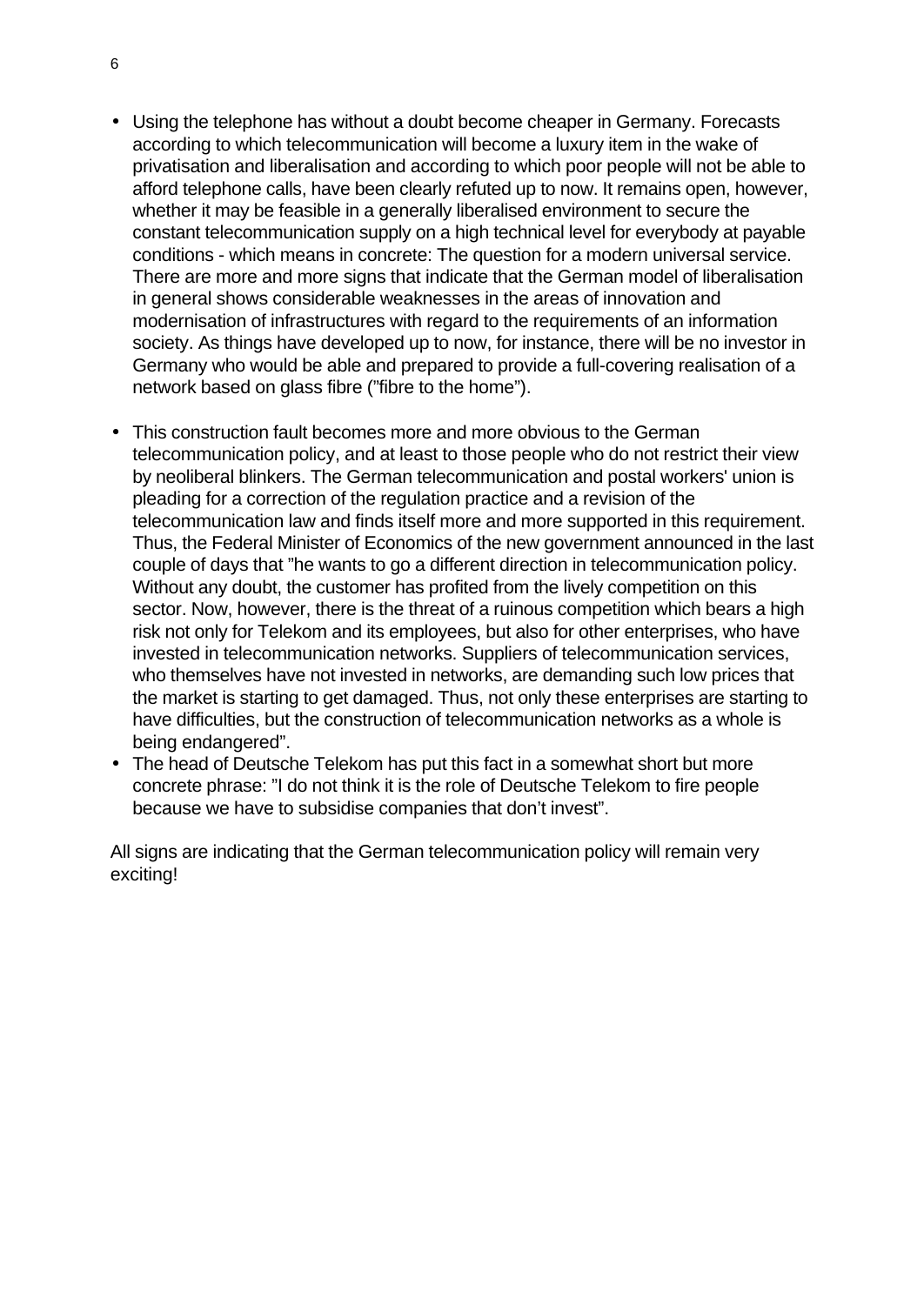- Using the telephone has without a doubt become cheaper in Germany. Forecasts according to which telecommunication will become a luxury item in the wake of privatisation and liberalisation and according to which poor people will not be able to afford telephone calls, have been clearly refuted up to now. It remains open, however, whether it may be feasible in a generally liberalised environment to secure the constant telecommunication supply on a high technical level for everybody at payable conditions - which means in concrete: The question for a modern universal service. There are more and more signs that indicate that the German model of liberalisation in general shows considerable weaknesses in the areas of innovation and modernisation of infrastructures with regard to the requirements of an information society. As things have developed up to now, for instance, there will be no investor in Germany who would be able and prepared to provide a full-covering realisation of a network based on glass fibre ("fibre to the home").

- This construction fault becomes more and more obvious to the German telecommunication policy, and at least to those people who do not restrict their view by neoliberal blinkers. The German telecommunication and postal workers' union is pleading for a correction of the regulation practice and a revision of the telecommunication law and finds itself more and more supported in this requirement. Thus, the Federal Minister of Economics of the new government announced in the last couple of days that "he wants to go a different direction in telecommunication policy. Without any doubt, the customer has profited from the lively competition on this sector. Now, however, there is the threat of a ruinous competition which bears a high risk not only for Telekom and its employees, but also for other enterprises, who have invested in telecommunication networks. Suppliers of telecommunication services, who themselves have not invested in networks, are demanding such low prices that the market is starting to get damaged. Thus, not only these enterprises are starting to have difficulties, but the construction of telecommunication networks as a whole is being endangered".
- The head of Deutsche Telekom has put this fact in a somewhat short but more concrete phrase: "I do not think it is the role of Deutsche Telekom to fire people because we have to subsidise companies that don't invest".

All signs are indicating that the German telecommunication policy will remain very exciting!